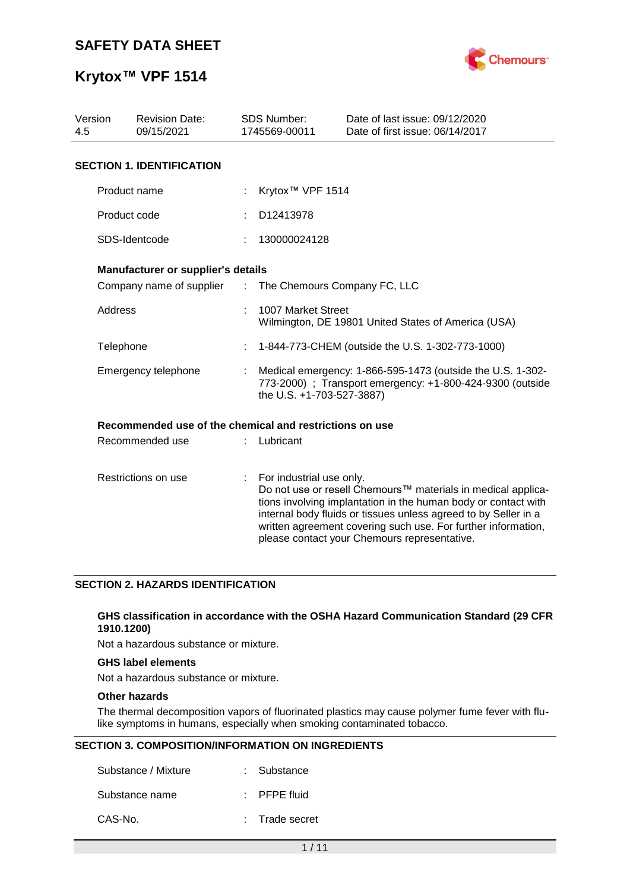# SAFETY DATA SHEET

# Krytox™ VPF 1514

| Version | Revision Date: | SDS Number: | Date of last issue: 09/12/2020 |
|---|---|---|---|
| 4.5 | 09/15/2021 | 1745569-00011 | Date of first issue: 06/14/2017 |

## SECTION 1. IDENTIFICATION

| | | |
|---|---|---|
| Product name | : | Krytox™ VPF 1514 |
| Product code | : | D12413978 |
| SDS-Identcode | : | 130000024128 |

**Manufacturer or supplier's details**

| | | |
|---|---|---|
| Company name of supplier | : | The Chemours Company FC, LLC |
| Address | : | 1007 Market Street<br>Wilmington, DE 19801 United States of America (USA) |
| Telephone | : | 1-844-773-CHEM (outside the U.S. 1-302-773-1000) |
| Emergency telephone | : | Medical emergency: 1-866-595-1473 (outside the U.S. 1-302-773-2000) ; Transport emergency: +1-800-424-9300 (outside the U.S. +1-703-527-3887) |

**Recommended use of the chemical and restrictions on use**

| | | |
|---|---|---|
| Recommended use | : | Lubricant |
| Restrictions on use | : | For industrial use only.<br>Do not use or resell Chemours™ materials in medical applications involving implantation in the human body or contact with internal body fluids or tissues unless agreed to by Seller in a written agreement covering such use. For further information, please contact your Chemours representative. |

## SECTION 2. HAZARDS IDENTIFICATION

**GHS classification in accordance with the OSHA Hazard Communication Standard (29 CFR 1910.1200)**

Not a hazardous substance or mixture.

**GHS label elements**

Not a hazardous substance or mixture.

**Other hazards**

The thermal decomposition vapors of fluorinated plastics may cause polymer fume fever with flu-like symptoms in humans, especially when smoking contaminated tobacco.

## SECTION 3. COMPOSITION/INFORMATION ON INGREDIENTS

| | | |
|---|---|---|
| Substance / Mixture | : | Substance |
| Substance name | : | PFPE fluid |
| CAS-No. | : | Trade secret |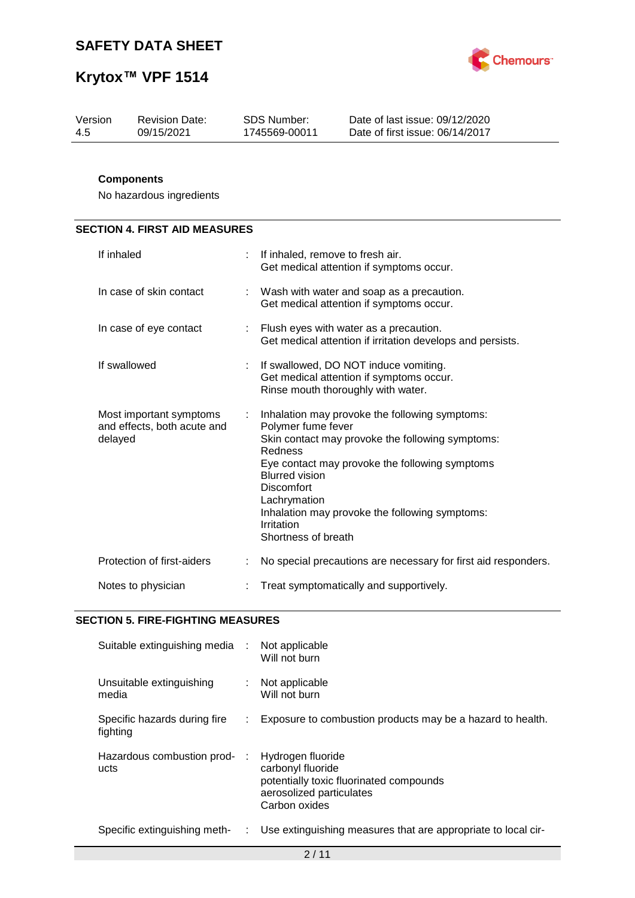### Components

No hazardous ingredients

## SECTION 4. FIRST AID MEASURES

| | | |
|---|---|---|
| If inhaled | : | If inhaled, remove to fresh air.<br>Get medical attention if symptoms occur. |
| In case of skin contact | : | Wash with water and soap as a precaution.<br>Get medical attention if symptoms occur. |
| In case of eye contact | : | Flush eyes with water as a precaution.<br>Get medical attention if irritation develops and persists. |
| If swallowed | : | If swallowed, DO NOT induce vomiting.<br>Get medical attention if symptoms occur.<br>Rinse mouth thoroughly with water. |
| Most important symptoms and effects, both acute and delayed | : | Inhalation may provoke the following symptoms:<br>Polymer fume fever<br>Skin contact may provoke the following symptoms:<br>Redness<br>Eye contact may provoke the following symptoms<br>Blurred vision<br>Discomfort<br>Lachrymation<br>Inhalation may provoke the following symptoms:<br>Irritation<br>Shortness of breath |
| Protection of first-aiders | : | No special precautions are necessary for first aid responders. |
| Notes to physician | : | Treat symptomatically and supportively. |

## SECTION 5. FIRE-FIGHTING MEASURES

| | | |
|---|---|---|
| Suitable extinguishing media | : | Not applicable<br>Will not burn |
| Unsuitable extinguishing media | : | Not applicable<br>Will not burn |
| Specific hazards during fire fighting | : | Exposure to combustion products may be a hazard to health. |
| Hazardous combustion products | : | Hydrogen fluoride<br>carbonyl fluoride<br>potentially toxic fluorinated compounds<br>aerosolized particulates<br>Carbon oxides |
| Specific extinguishing meth- | : | Use extinguishing measures that are appropriate to local cir- |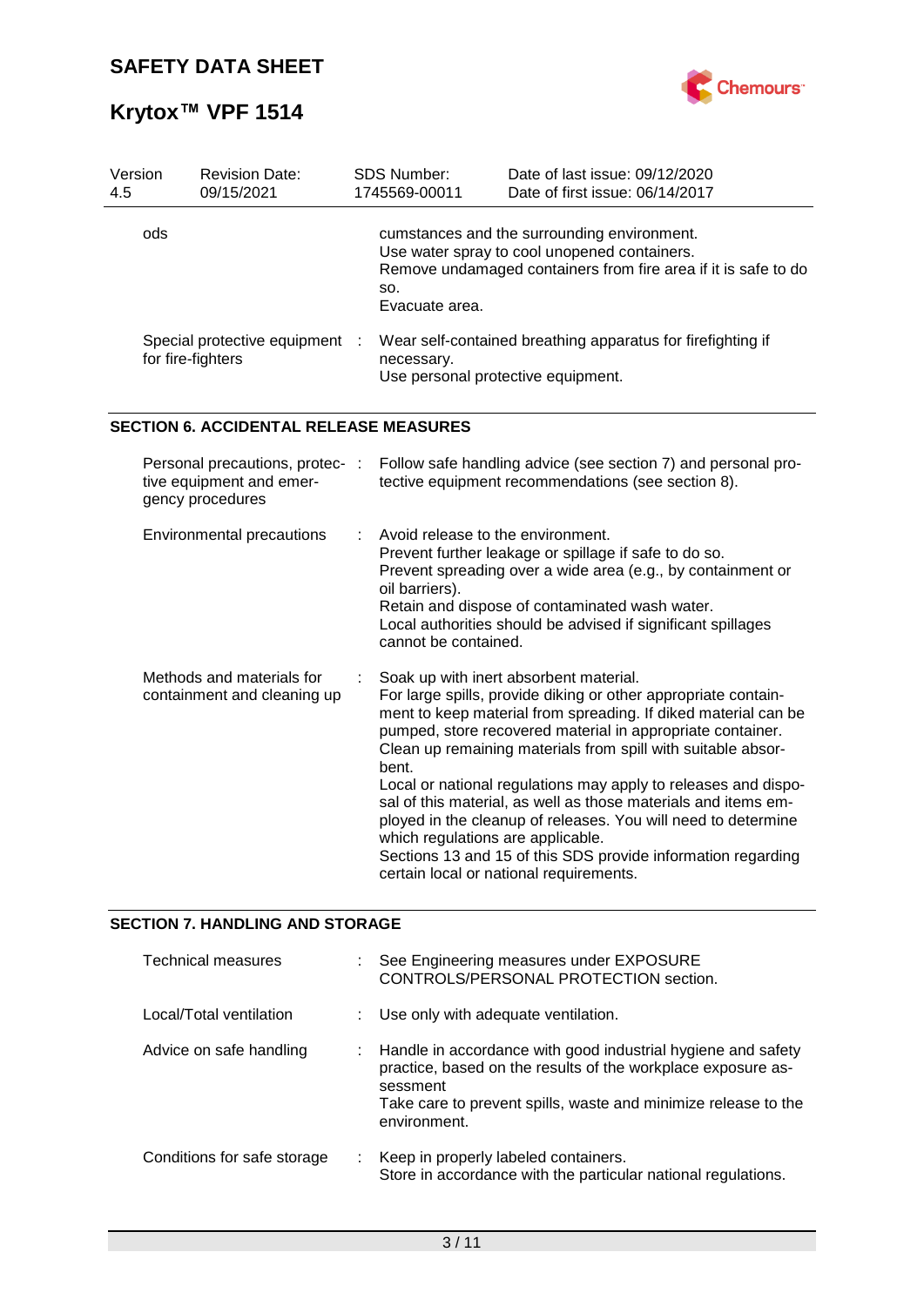| | | |
|---|---|---|
| ods | | cumstances and the surrounding environment.<br>Use water spray to cool unopened containers.<br>Remove undamaged containers from fire area if it is safe to do so.<br>Evacuate area. |
| Special protective equipment for fire-fighters | : | Wear self-contained breathing apparatus for firefighting if necessary.<br>Use personal protective equipment. |

## SECTION 6. ACCIDENTAL RELEASE MEASURES

| | | |
|---|---|---|
| Personal precautions, protective equipment and emergency procedures | : | Follow safe handling advice (see section 7) and personal protective equipment recommendations (see section 8). |
| Environmental precautions | : | Avoid release to the environment.<br>Prevent further leakage or spillage if safe to do so.<br>Prevent spreading over a wide area (e.g., by containment or oil barriers).<br>Retain and dispose of contaminated wash water.<br>Local authorities should be advised if significant spillages cannot be contained. |
| Methods and materials for containment and cleaning up | : | Soak up with inert absorbent material.<br>For large spills, provide diking or other appropriate containment to keep material from spreading. If diked material can be pumped, store recovered material in appropriate container.<br>Clean up remaining materials from spill with suitable absorbent.<br>Local or national regulations may apply to releases and disposal of this material, as well as those materials and items employed in the cleanup of releases. You will need to determine which regulations are applicable.<br>Sections 13 and 15 of this SDS provide information regarding certain local or national requirements. |

## SECTION 7. HANDLING AND STORAGE

| | | |
|---|---|---|
| Technical measures | : | See Engineering measures under EXPOSURE CONTROLS/PERSONAL PROTECTION section. |
| Local/Total ventilation | : | Use only with adequate ventilation. |
| Advice on safe handling | : | Handle in accordance with good industrial hygiene and safety practice, based on the results of the workplace exposure assessment<br>Take care to prevent spills, waste and minimize release to the environment. |
| Conditions for safe storage | : | Keep in properly labeled containers.<br>Store in accordance with the particular national regulations. |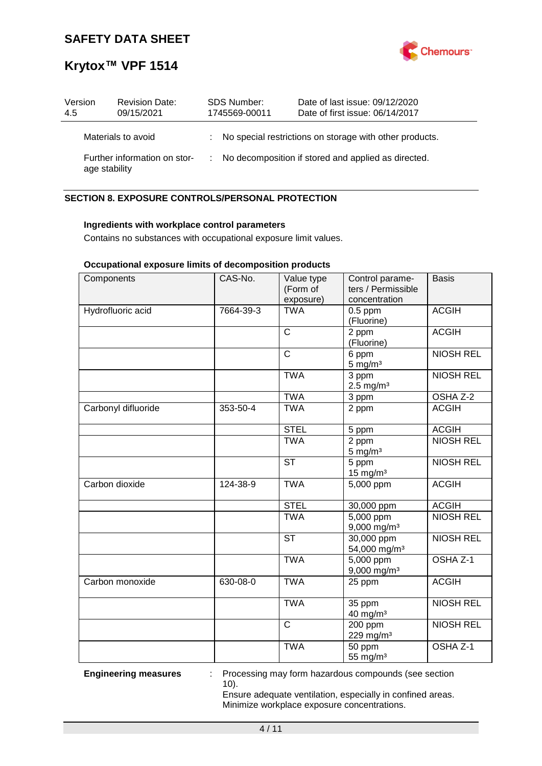Materials to avoid : No special restrictions on storage with other products.

Further information on storage stability : No decomposition if stored and applied as directed.

## SECTION 8. EXPOSURE CONTROLS/PERSONAL PROTECTION

**Ingredients with workplace control parameters**

Contains no substances with occupational exposure limit values.

**Occupational exposure limits of decomposition products**

| Components | CAS-No. | Value type (Form of exposure) | Control parameters / Permissible concentration | Basis |
|---|---|---|---|---|
| Hydrofluoric acid | 7664-39-3 | TWA | 0.5 ppm (Fluorine) | ACGIH |
| | | C | 2 ppm (Fluorine) | ACGIH |
| | | C | 6 ppm 5 mg/m³ | NIOSH REL |
| | | TWA | 3 ppm 2.5 mg/m³ | NIOSH REL |
| | | TWA | 3 ppm | OSHA Z-2 |
| Carbonyl difluoride | 353-50-4 | TWA | 2 ppm | ACGIH |
| | | STEL | 5 ppm | ACGIH |
| | | TWA | 2 ppm 5 mg/m³ | NIOSH REL |
| | | ST | 5 ppm 15 mg/m³ | NIOSH REL |
| Carbon dioxide | 124-38-9 | TWA | 5,000 ppm | ACGIH |
| | | STEL | 30,000 ppm | ACGIH |
| | | TWA | 5,000 ppm 9,000 mg/m³ | NIOSH REL |
| | | ST | 30,000 ppm 54,000 mg/m³ | NIOSH REL |
| | | TWA | 5,000 ppm 9,000 mg/m³ | OSHA Z-1 |
| Carbon monoxide | 630-08-0 | TWA | 25 ppm | ACGIH |
| | | TWA | 35 ppm 40 mg/m³ | NIOSH REL |
| | | C | 200 ppm 229 mg/m³ | NIOSH REL |
| | | TWA | 50 ppm 55 mg/m³ | OSHA Z-1 |

**Engineering measures** : Processing may form hazardous compounds (see section 10).
Ensure adequate ventilation, especially in confined areas.
Minimize workplace exposure concentrations.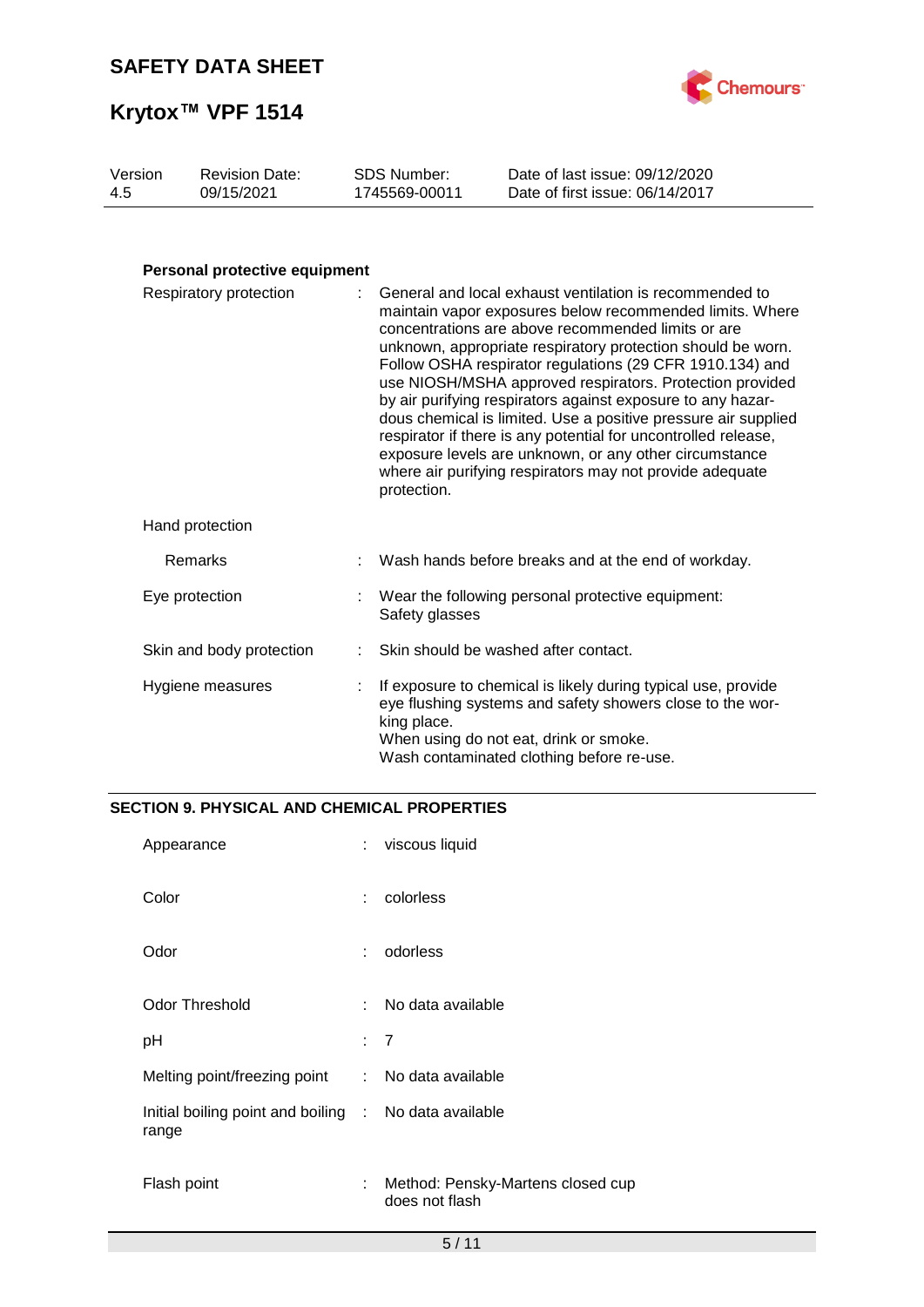**Personal protective equipment**

| | | |
|---|---|---|
| Respiratory protection | : | General and local exhaust ventilation is recommended to maintain vapor exposures below recommended limits. Where concentrations are above recommended limits or are unknown, appropriate respiratory protection should be worn. Follow OSHA respirator regulations (29 CFR 1910.134) and use NIOSH/MSHA approved respirators. Protection provided by air purifying respirators against exposure to any hazardous chemical is limited. Use a positive pressure air supplied respirator if there is any potential for uncontrolled release, exposure levels are unknown, or any other circumstance where air purifying respirators may not provide adequate protection. |
| Hand protection | | |
| Remarks | : | Wash hands before breaks and at the end of workday. |
| Eye protection | : | Wear the following personal protective equipment: Safety glasses |
| Skin and body protection | : | Skin should be washed after contact. |
| Hygiene measures | : | If exposure to chemical is likely during typical use, provide eye flushing systems and safety showers close to the working place. When using do not eat, drink or smoke. Wash contaminated clothing before re-use. |

## SECTION 9. PHYSICAL AND CHEMICAL PROPERTIES

| | | |
|---|---|---|
| Appearance | : | viscous liquid |
| Color | : | colorless |
| Odor | : | odorless |
| Odor Threshold | : | No data available |
| pH | : | 7 |
| Melting point/freezing point | : | No data available |
| Initial boiling point and boiling range | : | No data available |
| Flash point | : | Method: Pensky-Martens closed cup does not flash |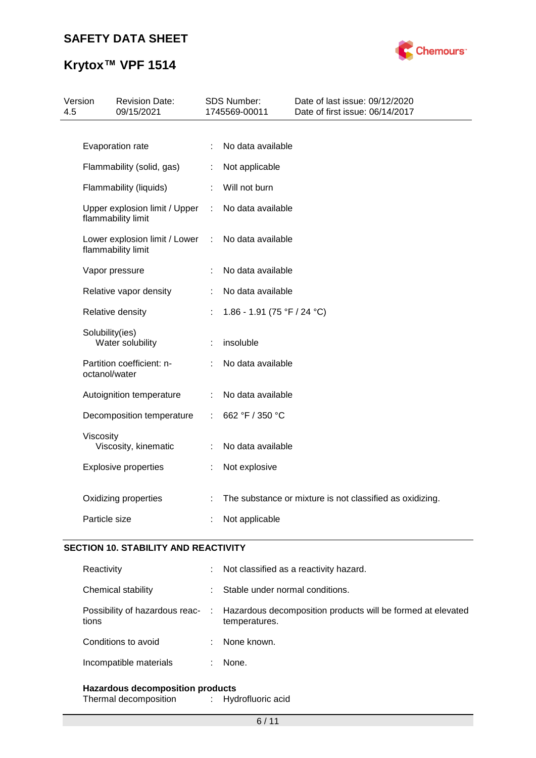| | | |
|---|---|---|
| Evaporation rate | : | No data available |
| Flammability (solid, gas) | : | Not applicable |
| Flammability (liquids) | : | Will not burn |
| Upper explosion limit / Upper flammability limit | : | No data available |
| Lower explosion limit / Lower flammability limit | : | No data available |
| Vapor pressure | : | No data available |
| Relative vapor density | : | No data available |
| Relative density | : | 1.86 - 1.91 (75 °F / 24 °C) |
| Solubility(ies)<br>Water solubility | : | insoluble |
| Partition coefficient: n-octanol/water | : | No data available |
| Autoignition temperature | : | No data available |
| Decomposition temperature | : | 662 °F / 350 °C |
| Viscosity<br>Viscosity, kinematic | : | No data available |
| Explosive properties | : | Not explosive |
| Oxidizing properties | : | The substance or mixture is not classified as oxidizing. |
| Particle size | : | Not applicable |

## SECTION 10. STABILITY AND REACTIVITY

| | | |
|---|---|---|
| Reactivity | : | Not classified as a reactivity hazard. |
| Chemical stability | : | Stable under normal conditions. |
| Possibility of hazardous reactions | : | Hazardous decomposition products will be formed at elevated temperatures. |
| Conditions to avoid | : | None known. |
| Incompatible materials | : | None. |

**Hazardous decomposition products**

| | | |
|---|---|---|
| Thermal decomposition | : | Hydrofluoric acid |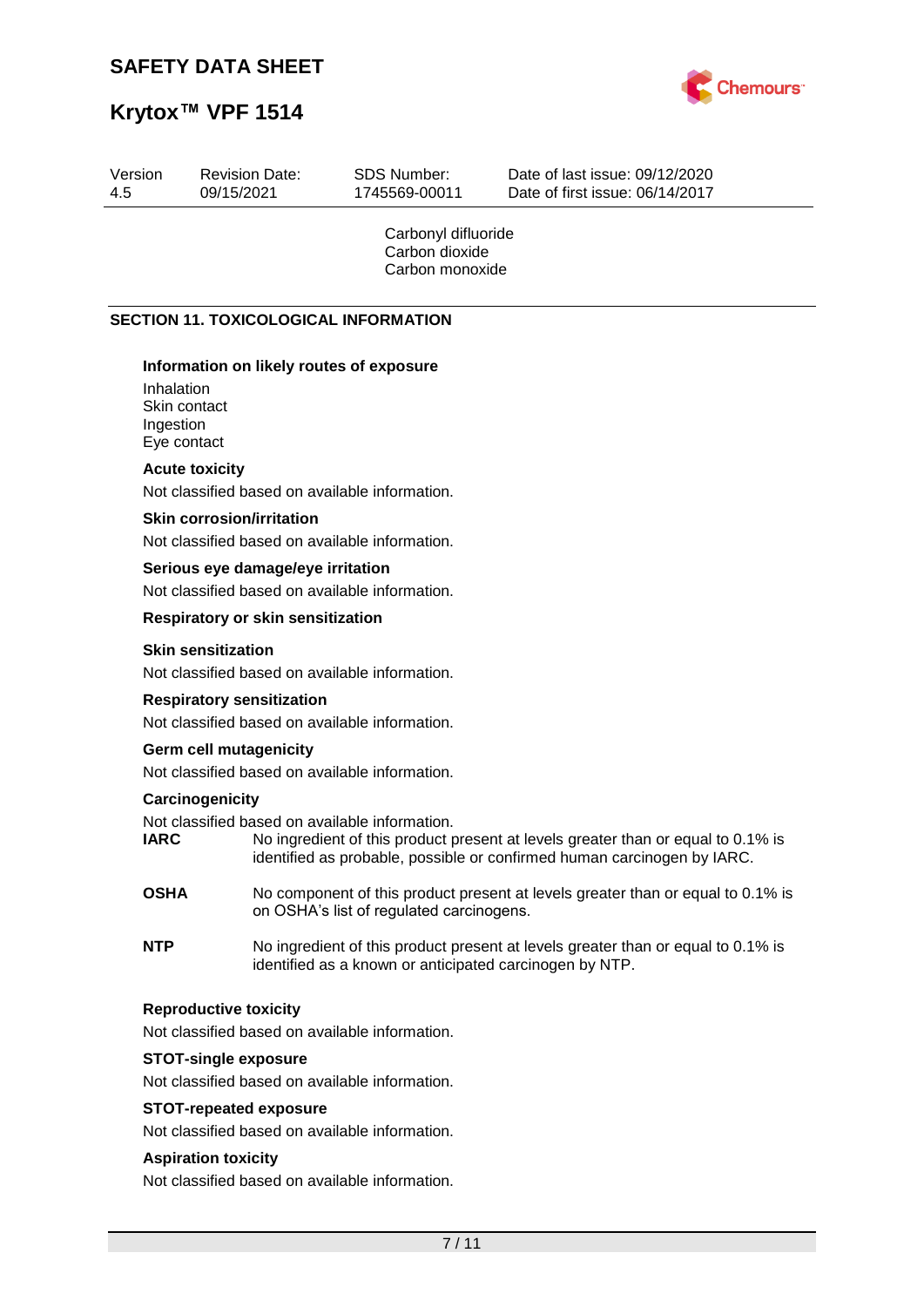Carbonyl difluoride
Carbon dioxide
Carbon monoxide

## SECTION 11. TOXICOLOGICAL INFORMATION

**Information on likely routes of exposure**

Inhalation
Skin contact
Ingestion
Eye contact

**Acute toxicity**

Not classified based on available information.

**Skin corrosion/irritation**

Not classified based on available information.

**Serious eye damage/eye irritation**

Not classified based on available information.

**Respiratory or skin sensitization**

**Skin sensitization**

Not classified based on available information.

**Respiratory sensitization**

Not classified based on available information.

**Germ cell mutagenicity**

Not classified based on available information.

**Carcinogenicity**

Not classified based on available information.

**IARC** No ingredient of this product present at levels greater than or equal to 0.1% is identified as probable, possible or confirmed human carcinogen by IARC.

**OSHA** No component of this product present at levels greater than or equal to 0.1% is on OSHA's list of regulated carcinogens.

**NTP** No ingredient of this product present at levels greater than or equal to 0.1% is identified as a known or anticipated carcinogen by NTP.

**Reproductive toxicity**

Not classified based on available information.

**STOT-single exposure**

Not classified based on available information.

**STOT-repeated exposure**

Not classified based on available information.

**Aspiration toxicity**

Not classified based on available information.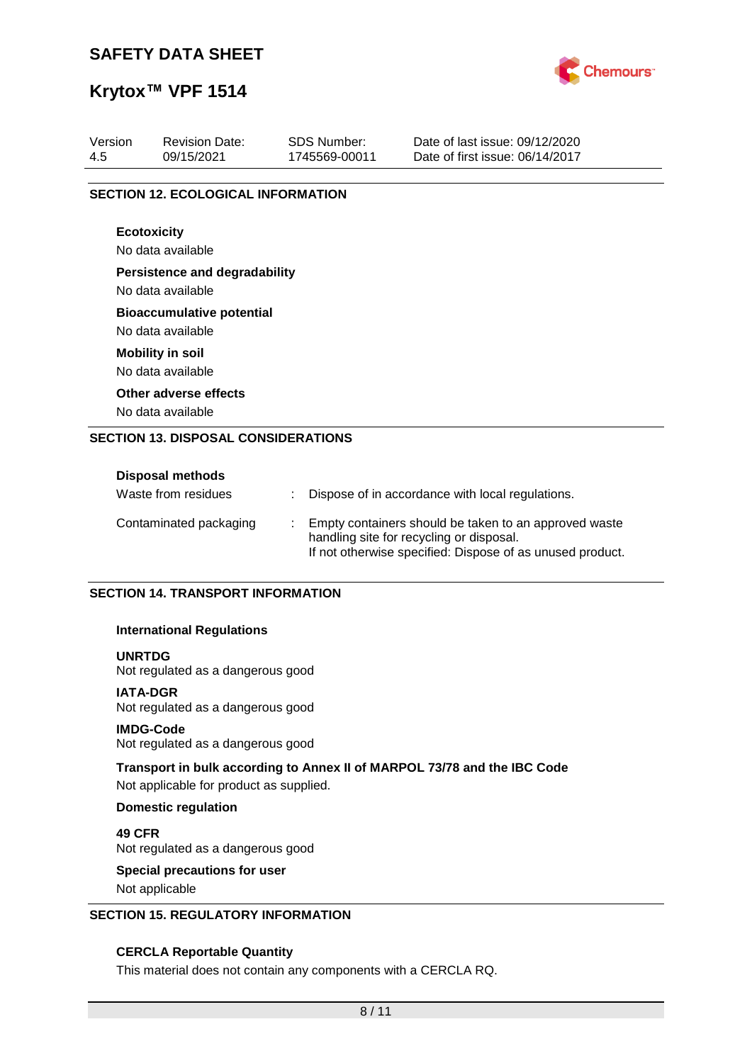## SECTION 12. ECOLOGICAL INFORMATION

**Ecotoxicity**

No data available

**Persistence and degradability**

No data available

**Bioaccumulative potential**

No data available

**Mobility in soil**

No data available

**Other adverse effects**

No data available

## SECTION 13. DISPOSAL CONSIDERATIONS

**Disposal methods**

| | | |
|---|---|---|
| Waste from residues | : | Dispose of in accordance with local regulations. |
| Contaminated packaging | : | Empty containers should be taken to an approved waste handling site for recycling or disposal. If not otherwise specified: Dispose of as unused product. |

## SECTION 14. TRANSPORT INFORMATION

**International Regulations**

**UNRTDG**

Not regulated as a dangerous good

**IATA-DGR**

Not regulated as a dangerous good

**IMDG-Code**

Not regulated as a dangerous good

**Transport in bulk according to Annex II of MARPOL 73/78 and the IBC Code**

Not applicable for product as supplied.

**Domestic regulation**

**49 CFR**

Not regulated as a dangerous good

**Special precautions for user**

Not applicable

## SECTION 15. REGULATORY INFORMATION

**CERCLA Reportable Quantity**

This material does not contain any components with a CERCLA RQ.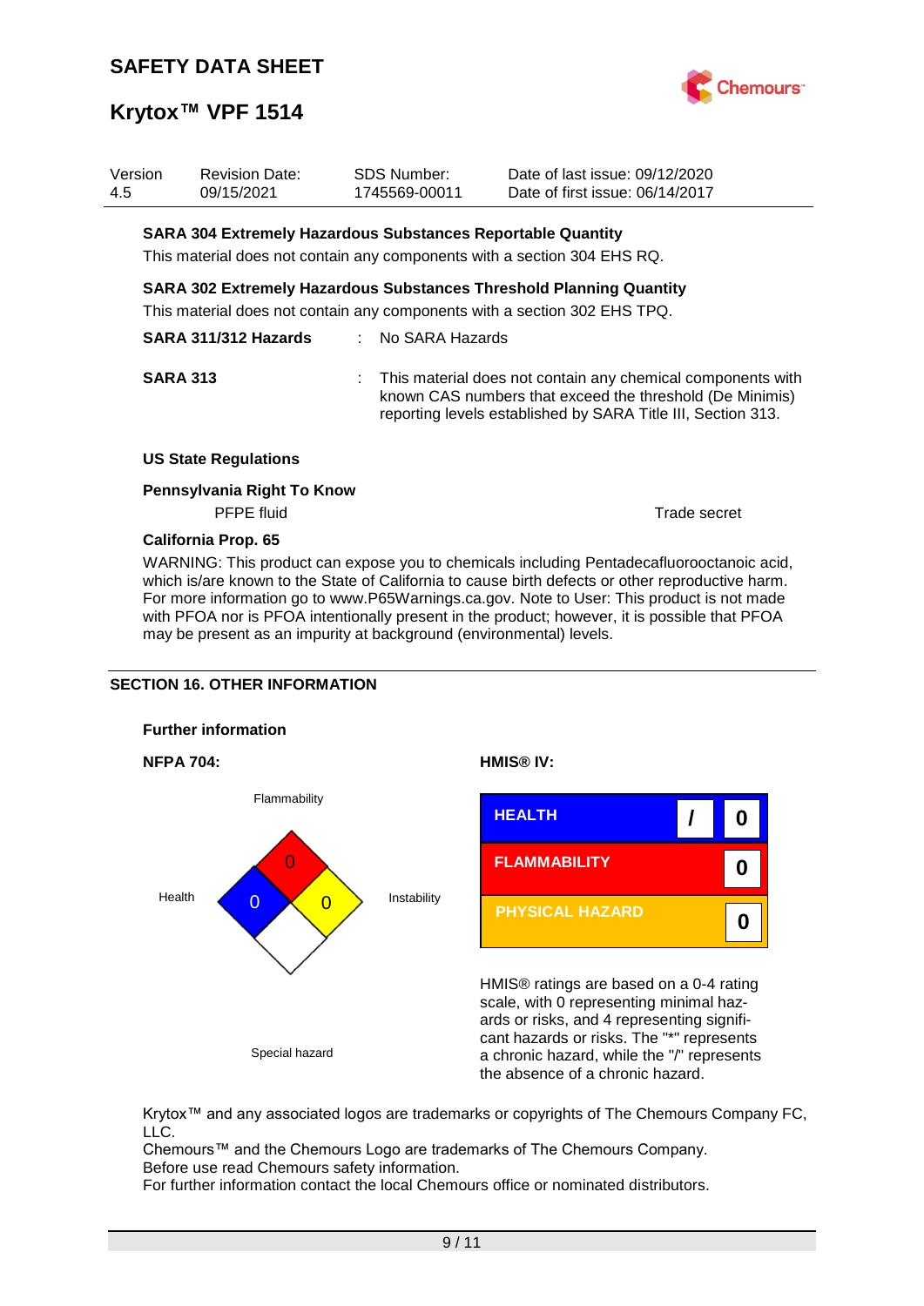**SARA 304 Extremely Hazardous Substances Reportable Quantity**

This material does not contain any components with a section 304 EHS RQ.

**SARA 302 Extremely Hazardous Substances Threshold Planning Quantity**

This material does not contain any components with a section 302 EHS TPQ.

**SARA 311/312 Hazards** : No SARA Hazards

**SARA 313** : This material does not contain any chemical components with known CAS numbers that exceed the threshold (De Minimis) reporting levels established by SARA Title III, Section 313.

**US State Regulations**

**Pennsylvania Right To Know**

| | |
|---|---|
| PFPE fluid | Trade secret |

**California Prop. 65**

WARNING: This product can expose you to chemicals including Pentadecafluorooctanoic acid, which is/are known to the State of California to cause birth defects or other reproductive harm. For more information go to www.P65Warnings.ca.gov. Note to User: This product is not made with PFOA nor is PFOA intentionally present in the product; however, it is possible that PFOA may be present as an impurity at background (environmental) levels.

## SECTION 16. OTHER INFORMATION

**Further information**

**NFPA 704:**

| Category | Rating |
|---|---|
| Flammability | 0 |
| Health | 0 |
| Instability | 0 |
| Special hazard | |

**HMIS® IV:**

| | | |
|---|---|---|
| HEALTH | / | 0 |
| FLAMMABILITY | | 0 |
| PHYSICAL HAZARD | | 0 |

HMIS® ratings are based on a 0-4 rating scale, with 0 representing minimal hazards or risks, and 4 representing significant hazards or risks. The "*" represents a chronic hazard, while the "/" represents the absence of a chronic hazard.

Krytox™ and any associated logos are trademarks or copyrights of The Chemours Company FC, LLC.
Chemours™ and the Chemours Logo are trademarks of The Chemours Company.
Before use read Chemours safety information.
For further information contact the local Chemours office or nominated distributors.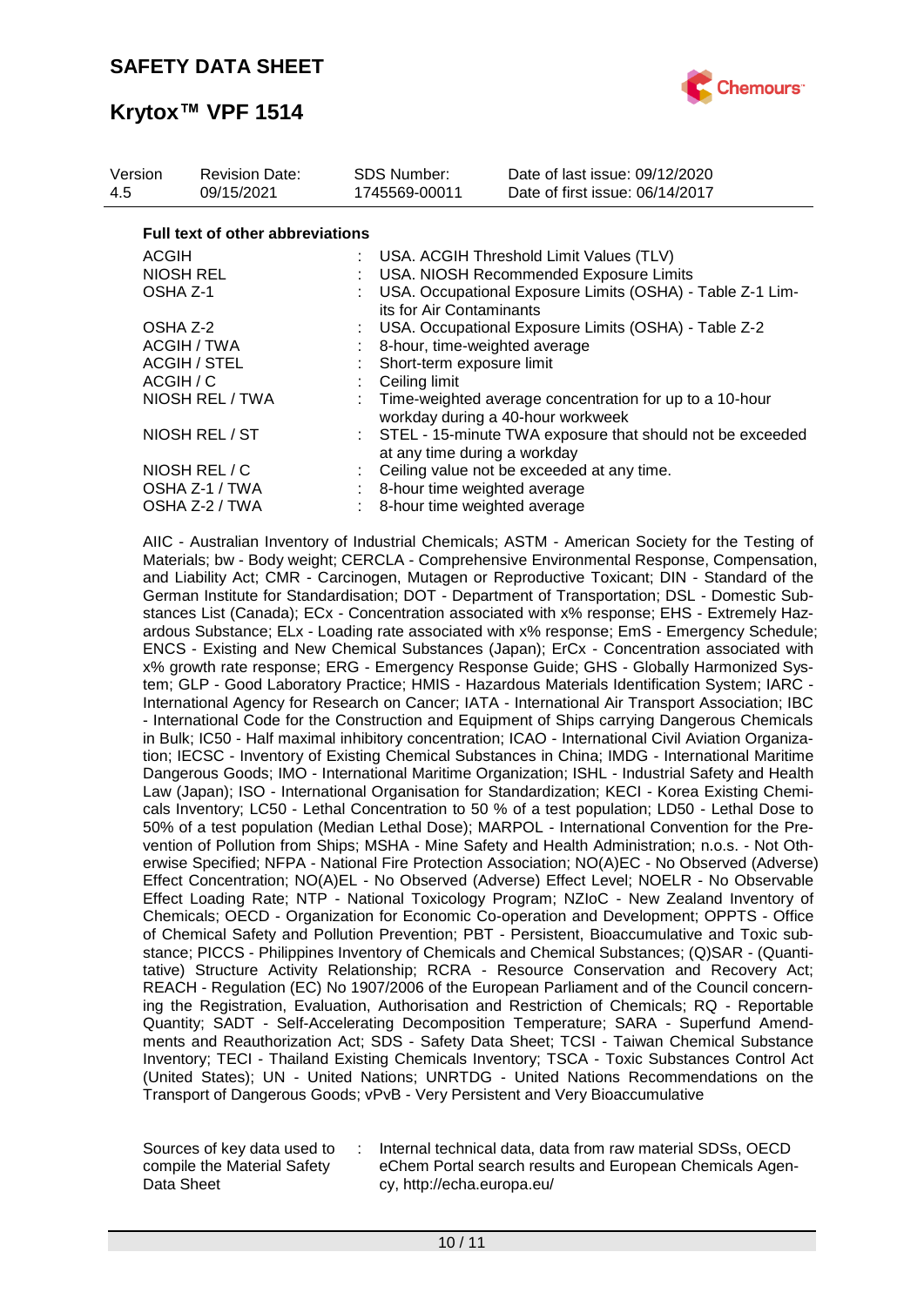| Version | Revision Date: | SDS Number: | Date of last issue: 09/12/2020 |
| --- | --- | --- | --- |
| 4.5 | 09/15/2021 | 1745569-00011 | Date of first issue: 06/14/2017 |

**Full text of other abbreviations**

| | | |
| --- | --- | --- |
| ACGIH | : | USA. ACGIH Threshold Limit Values (TLV) |
| NIOSH REL | : | USA. NIOSH Recommended Exposure Limits |
| OSHA Z-1 | : | USA. Occupational Exposure Limits (OSHA) - Table Z-1 Limits for Air Contaminants |
| OSHA Z-2 | : | USA. Occupational Exposure Limits (OSHA) - Table Z-2 |
| ACGIH / TWA | : | 8-hour, time-weighted average |
| ACGIH / STEL | : | Short-term exposure limit |
| ACGIH / C | : | Ceiling limit |
| NIOSH REL / TWA | : | Time-weighted average concentration for up to a 10-hour workday during a 40-hour workweek |
| NIOSH REL / ST | : | STEL - 15-minute TWA exposure that should not be exceeded at any time during a workday |
| NIOSH REL / C | : | Ceiling value not be exceeded at any time. |
| OSHA Z-1 / TWA | : | 8-hour time weighted average |
| OSHA Z-2 / TWA | : | 8-hour time weighted average |

AIIC - Australian Inventory of Industrial Chemicals; ASTM - American Society for the Testing of Materials; bw - Body weight; CERCLA - Comprehensive Environmental Response, Compensation, and Liability Act; CMR - Carcinogen, Mutagen or Reproductive Toxicant; DIN - Standard of the German Institute for Standardisation; DOT - Department of Transportation; DSL - Domestic Substances List (Canada); ECx - Concentration associated with x% response; EHS - Extremely Hazardous Substance; ELx - Loading rate associated with x% response; EmS - Emergency Schedule; ENCS - Existing and New Chemical Substances (Japan); ErCx - Concentration associated with x% growth rate response; ERG - Emergency Response Guide; GHS - Globally Harmonized System; GLP - Good Laboratory Practice; HMIS - Hazardous Materials Identification System; IARC - International Agency for Research on Cancer; IATA - International Air Transport Association; IBC - International Code for the Construction and Equipment of Ships carrying Dangerous Chemicals in Bulk; IC50 - Half maximal inhibitory concentration; ICAO - International Civil Aviation Organization; IECSC - Inventory of Existing Chemical Substances in China; IMDG - International Maritime Dangerous Goods; IMO - International Maritime Organization; ISHL - Industrial Safety and Health Law (Japan); ISO - International Organisation for Standardization; KECI - Korea Existing Chemicals Inventory; LC50 - Lethal Concentration to 50 % of a test population; LD50 - Lethal Dose to 50% of a test population (Median Lethal Dose); MARPOL - International Convention for the Prevention of Pollution from Ships; MSHA - Mine Safety and Health Administration; n.o.s. - Not Otherwise Specified; NFPA - National Fire Protection Association; NO(A)EC - No Observed (Adverse) Effect Concentration; NO(A)EL - No Observed (Adverse) Effect Level; NOELR - No Observable Effect Loading Rate; NTP - National Toxicology Program; NZIoC - New Zealand Inventory of Chemicals; OECD - Organization for Economic Co-operation and Development; OPPTS - Office of Chemical Safety and Pollution Prevention; PBT - Persistent, Bioaccumulative and Toxic substance; PICCS - Philippines Inventory of Chemicals and Chemical Substances; (Q)SAR - (Quantitative) Structure Activity Relationship; RCRA - Resource Conservation and Recovery Act; REACH - Regulation (EC) No 1907/2006 of the European Parliament and of the Council concerning the Registration, Evaluation, Authorisation and Restriction of Chemicals; RQ - Reportable Quantity; SADT - Self-Accelerating Decomposition Temperature; SARA - Superfund Amendments and Reauthorization Act; SDS - Safety Data Sheet; TCSI - Taiwan Chemical Substance Inventory; TECI - Thailand Existing Chemicals Inventory; TSCA - Toxic Substances Control Act (United States); UN - United Nations; UNRTDG - United Nations Recommendations on the Transport of Dangerous Goods; vPvB - Very Persistent and Very Bioaccumulative

| | | |
| --- | --- | --- |
| Sources of key data used to compile the Material Safety Data Sheet | : | Internal technical data, data from raw material SDSs, OECD eChem Portal search results and European Chemicals Agency, http://echa.europa.eu/ |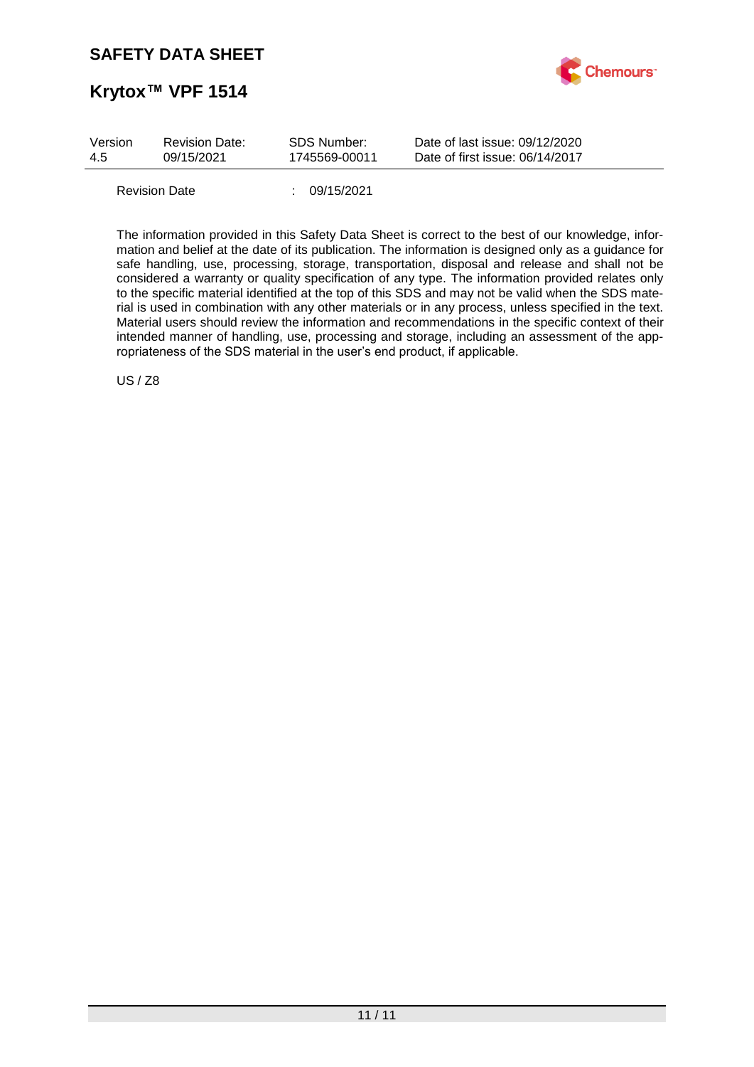Revision Date : 09/15/2021

The information provided in this Safety Data Sheet is correct to the best of our knowledge, information and belief at the date of its publication. The information is designed only as a guidance for safe handling, use, processing, storage, transportation, disposal and release and shall not be considered a warranty or quality specification of any type. The information provided relates only to the specific material identified at the top of this SDS and may not be valid when the SDS material is used in combination with any other materials or in any process, unless specified in the text. Material users should review the information and recommendations in the specific context of their intended manner of handling, use, processing and storage, including an assessment of the appropriateness of the SDS material in the user's end product, if applicable.

US / Z8